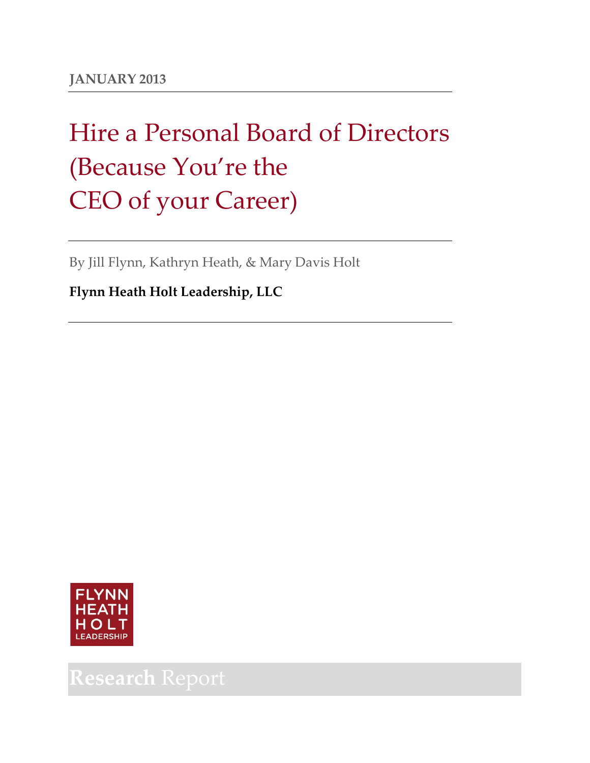**JANUARY 2013**

# Hire a Personal Board of Directors (Because You're the CEO of your Career)

By Jill Flynn, Kathryn Heath, & Mary Davis Holt

**Flynn Heath Holt Leadership, LLC**

FLYNN HEATH HOLT LEADERSHIP

**Research** Report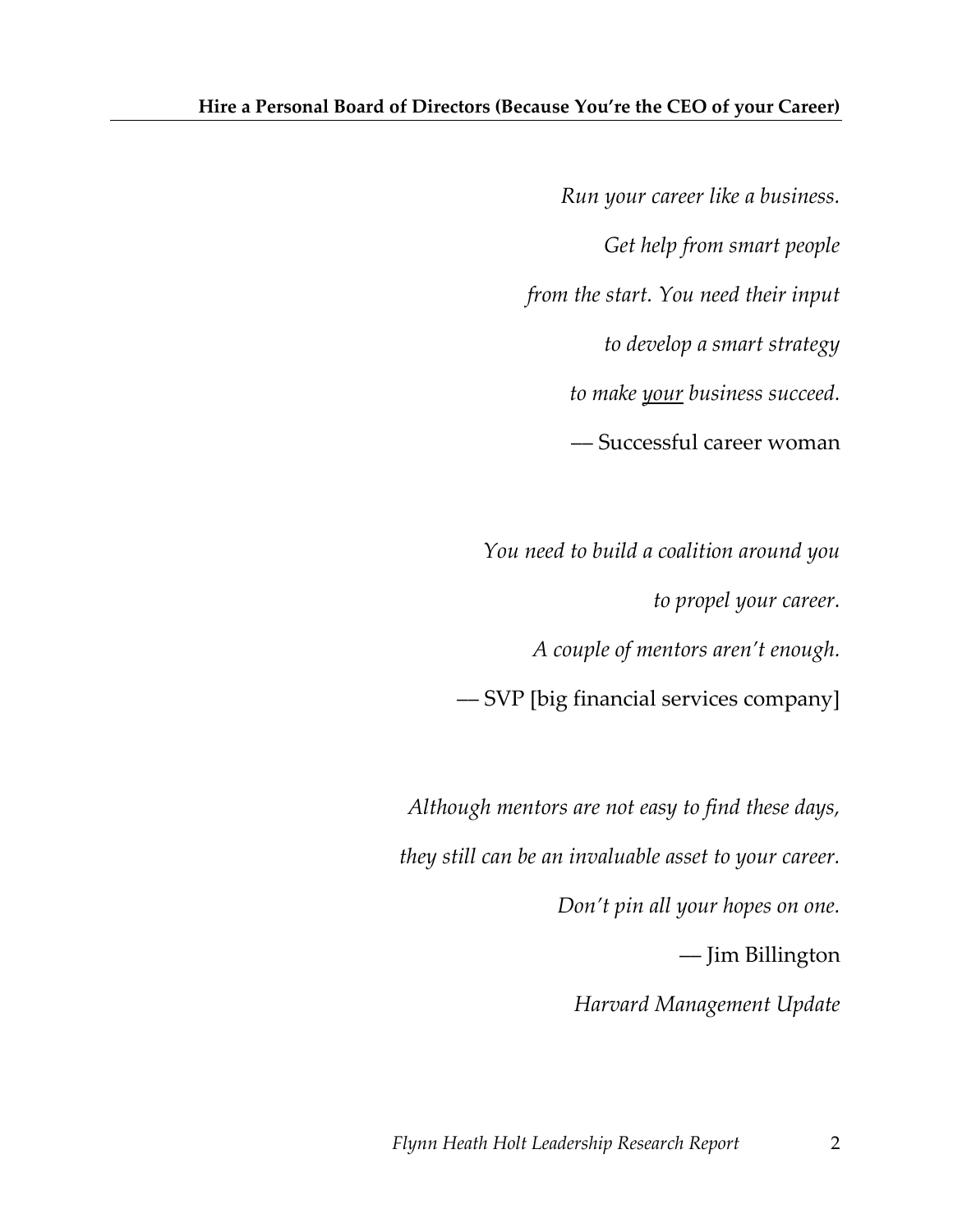**Hire a Personal Board of Directors (Because You're the CEO of your Career)**

*Run your career like a business.*

*Get help from smart people*

*from the start. You need their input*

*to develop a smart strategy*

*to make <u>your</u> business succeed.*

— Successful career woman

*You need to build a coalition around you*

*to propel your career.*

*A couple of mentors aren't enough.*

— SVP [big financial services company]

*Although mentors are not easy to find these days,*

*they still can be an invaluable asset to your career.*

*Don't pin all your hopes on one.*

— Jim Billington

*Harvard Management Update*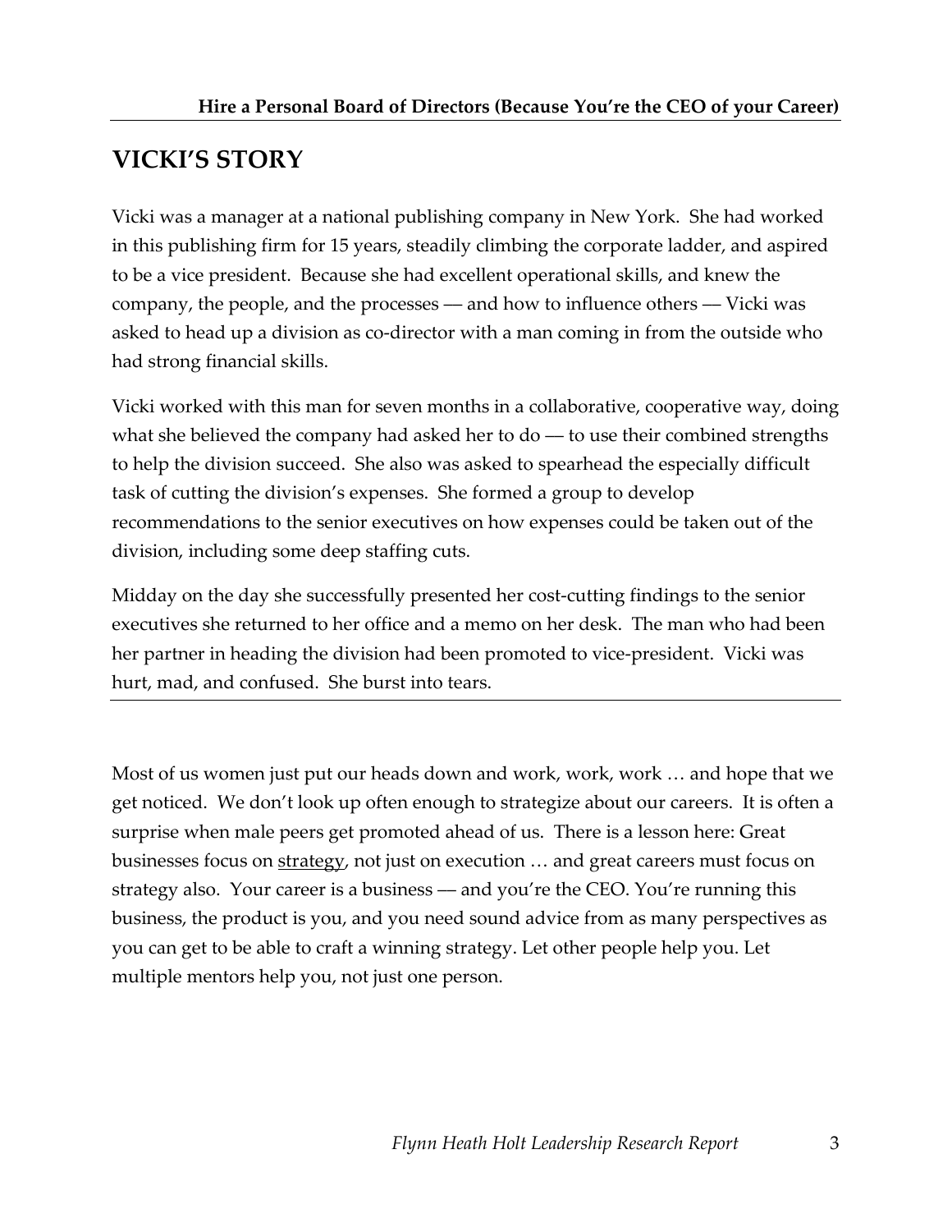## VICKI'S STORY

Vicki was a manager at a national publishing company in New York. She had worked in this publishing firm for 15 years, steadily climbing the corporate ladder, and aspired to be a vice president. Because she had excellent operational skills, and knew the company, the people, and the processes — and how to influence others — Vicki was asked to head up a division as co-director with a man coming in from the outside who had strong financial skills.

Vicki worked with this man for seven months in a collaborative, cooperative way, doing what she believed the company had asked her to do — to use their combined strengths to help the division succeed. She also was asked to spearhead the especially difficult task of cutting the division's expenses. She formed a group to develop recommendations to the senior executives on how expenses could be taken out of the division, including some deep staffing cuts.

Midday on the day she successfully presented her cost-cutting findings to the senior executives she returned to her office and a memo on her desk. The man who had been her partner in heading the division had been promoted to vice-president. Vicki was hurt, mad, and confused. She burst into tears.

---

Most of us women just put our heads down and work, work, work … and hope that we get noticed. We don't look up often enough to strategize about our careers. It is often a surprise when male peers get promoted ahead of us. There is a lesson here: Great businesses focus on <u>strategy</u>, not just on execution … and great careers must focus on strategy also. Your career is a business — and you're the CEO. You're running this business, the product is you, and you need sound advice from as many perspectives as you can get to be able to craft a winning strategy. Let other people help you. Let multiple mentors help you, not just one person.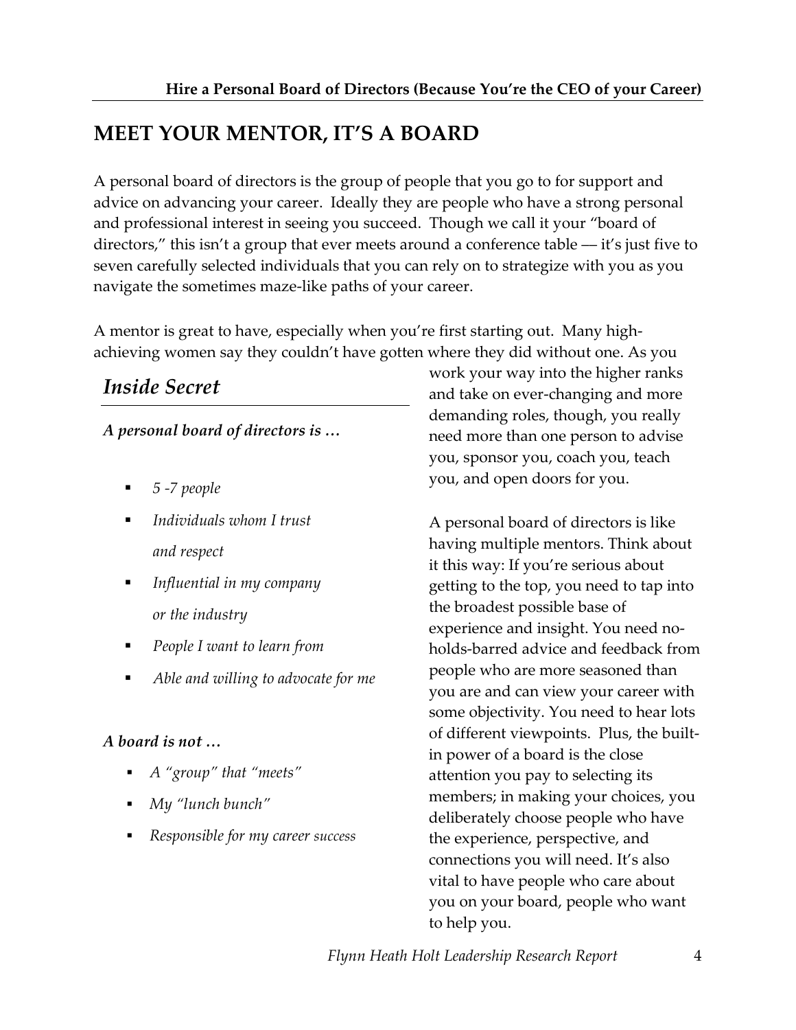## MEET YOUR MENTOR, IT'S A BOARD

A personal board of directors is the group of people that you go to for support and advice on advancing your career. Ideally they are people who have a strong personal and professional interest in seeing you succeed. Though we call it your "board of directors," this isn't a group that ever meets around a conference table — it's just five to seven carefully selected individuals that you can rely on to strategize with you as you navigate the sometimes maze-like paths of your career.

A mentor is great to have, especially when you're first starting out. Many high-achieving women say they couldn't have gotten where they did without one. As you work your way into the higher ranks and take on ever-changing and more demanding roles, though, you really need more than one person to advise you, sponsor you, coach you, teach you, and open doors for you.

A personal board of directors is like having multiple mentors. Think about it this way: If you're serious about getting to the top, you need to tap into the broadest possible base of experience and insight. You need no-holds-barred advice and feedback from people who are more seasoned than you are and can view your career with some objectivity. You need to hear lots of different viewpoints. Plus, the built-in power of a board is the close attention you pay to selecting its members; in making your choices, you deliberately choose people who have the experience, perspective, and connections you will need. It's also vital to have people who care about you on your board, people who want to help you.

### *Inside Secret*

***A personal board of directors is …***

- *5 -7 people*
- *Individuals whom I trust and respect*
- *Influential in my company or the industry*
- *People I want to learn from*
- *Able and willing to advocate for me*

***A board is not …***

- *A "group" that "meets"*
- *My "lunch bunch"*
- *Responsible for my career success*

*Flynn Heath Holt Leadership Research Report*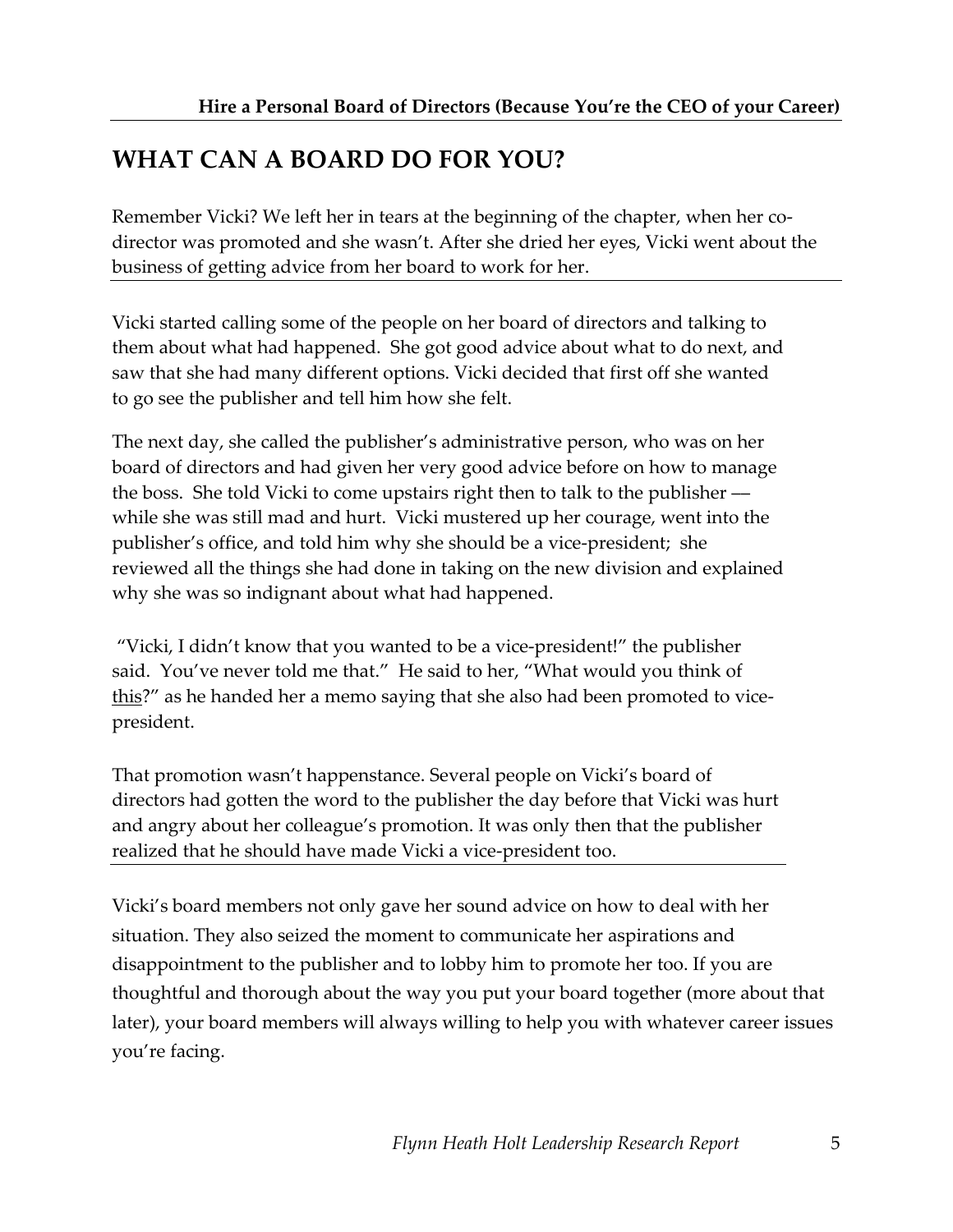## WHAT CAN A BOARD DO FOR YOU?

Remember Vicki? We left her in tears at the beginning of the chapter, when her co-director was promoted and she wasn't. After she dried her eyes, Vicki went about the business of getting advice from her board to work for her.

Vicki started calling some of the people on her board of directors and talking to them about what had happened. She got good advice about what to do next, and saw that she had many different options. Vicki decided that first off she wanted to go see the publisher and tell him how she felt.

The next day, she called the publisher's administrative person, who was on her board of directors and had given her very good advice before on how to manage the boss. She told Vicki to come upstairs right then to talk to the publisher — while she was still mad and hurt. Vicki mustered up her courage, went into the publisher's office, and told him why she should be a vice-president; she reviewed all the things she had done in taking on the new division and explained why she was so indignant about what had happened.

"Vicki, I didn't know that you wanted to be a vice-president!" the publisher said. You've never told me that." He said to her, "What would you think of this?" as he handed her a memo saying that she also had been promoted to vice-president.

That promotion wasn't happenstance. Several people on Vicki's board of directors had gotten the word to the publisher the day before that Vicki was hurt and angry about her colleague's promotion. It was only then that the publisher realized that he should have made Vicki a vice-president too.

Vicki's board members not only gave her sound advice on how to deal with her situation. They also seized the moment to communicate her aspirations and disappointment to the publisher and to lobby him to promote her too. If you are thoughtful and thorough about the way you put your board together (more about that later), your board members will always willing to help you with whatever career issues you're facing.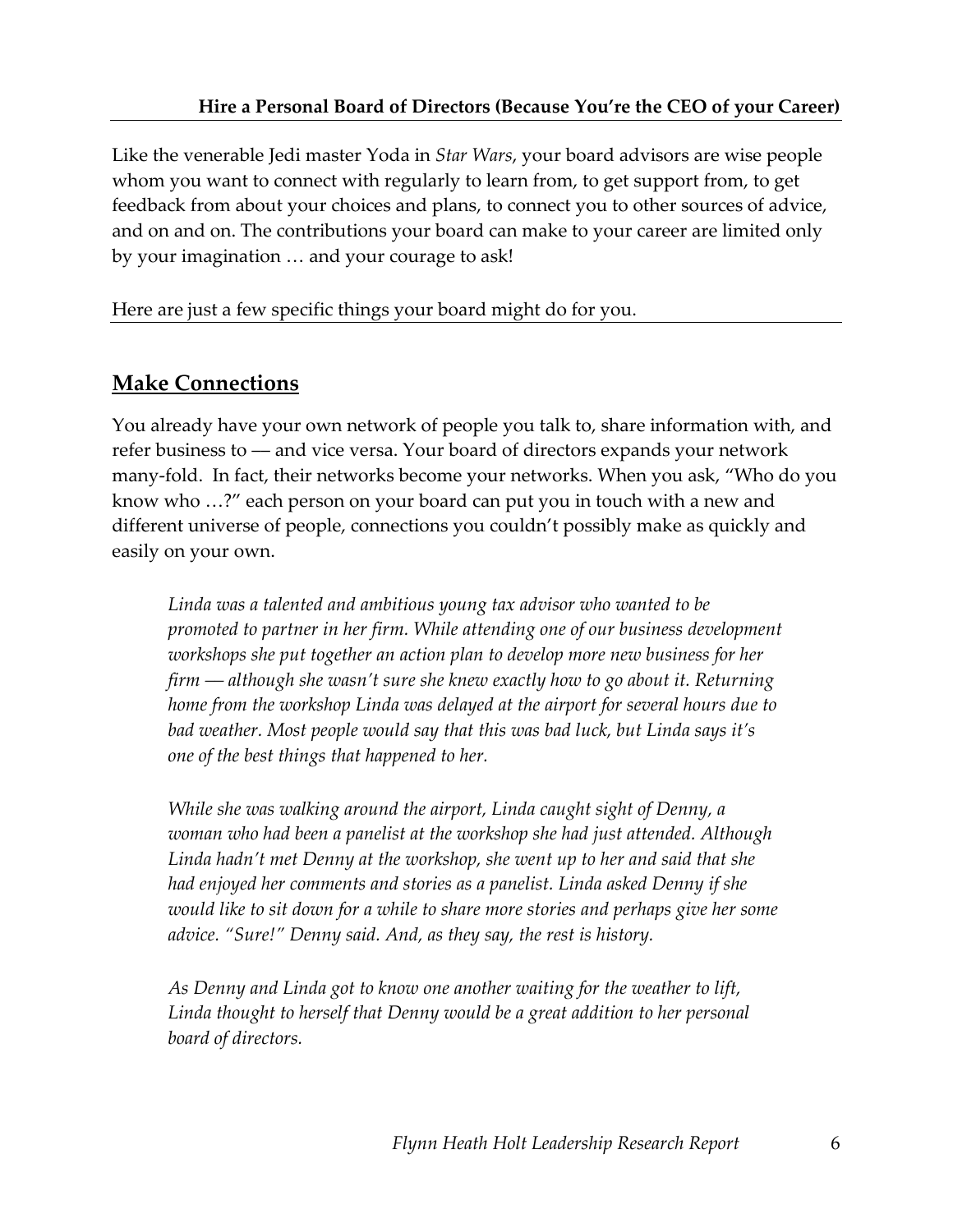**Hire a Personal Board of Directors (Because You're the CEO of your Career)**

Like the venerable Jedi master Yoda in *Star Wars*, your board advisors are wise people whom you want to connect with regularly to learn from, to get support from, to get feedback from about your choices and plans, to connect you to other sources of advice, and on and on. The contributions your board can make to your career are limited only by your imagination … and your courage to ask!

Here are just a few specific things your board might do for you.

## Make Connections

You already have your own network of people you talk to, share information with, and refer business to — and vice versa. Your board of directors expands your network many-fold. In fact, their networks become your networks. When you ask, "Who do you know who …?" each person on your board can put you in touch with a new and different universe of people, connections you couldn't possibly make as quickly and easily on your own.

> *Linda was a talented and ambitious young tax advisor who wanted to be promoted to partner in her firm. While attending one of our business development workshops she put together an action plan to develop more new business for her firm — although she wasn't sure she knew exactly how to go about it. Returning home from the workshop Linda was delayed at the airport for several hours due to bad weather. Most people would say that this was bad luck, but Linda says it's one of the best things that happened to her.*
>
> *While she was walking around the airport, Linda caught sight of Denny, a woman who had been a panelist at the workshop she had just attended. Although Linda hadn't met Denny at the workshop, she went up to her and said that she had enjoyed her comments and stories as a panelist. Linda asked Denny if she would like to sit down for a while to share more stories and perhaps give her some advice. "Sure!" Denny said. And, as they say, the rest is history.*
>
> *As Denny and Linda got to know one another waiting for the weather to lift, Linda thought to herself that Denny would be a great addition to her personal board of directors.*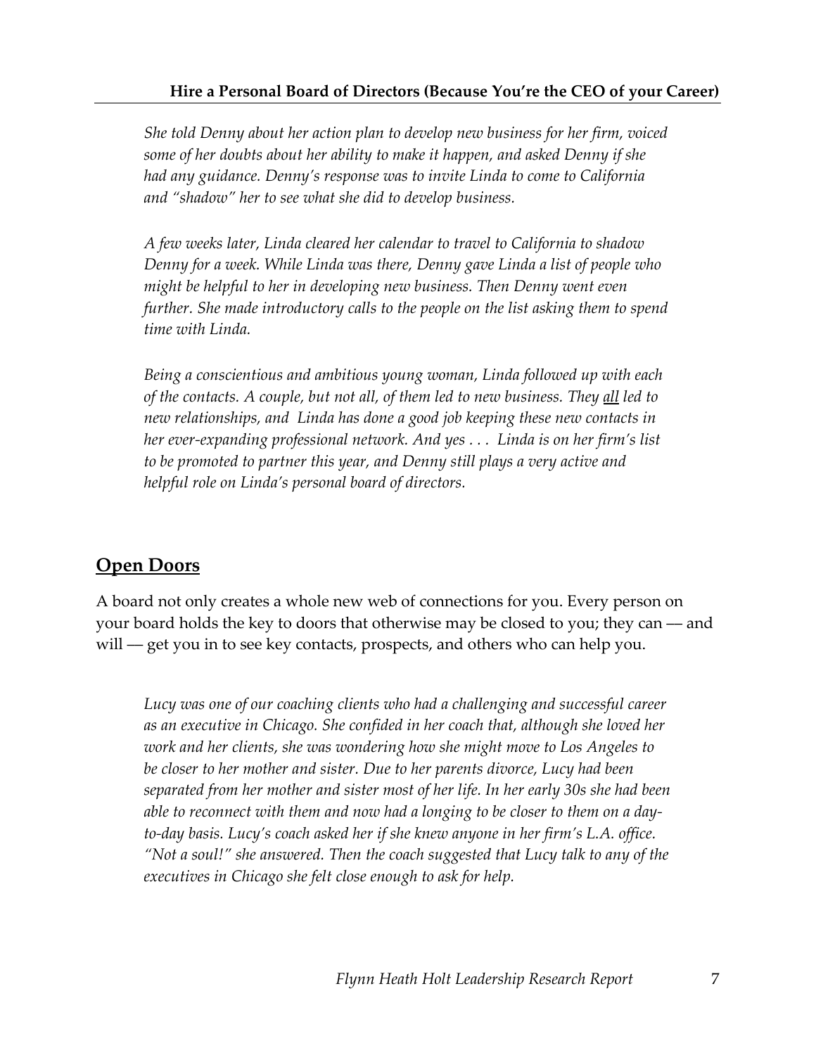*She told Denny about her action plan to develop new business for her firm, voiced some of her doubts about her ability to make it happen, and asked Denny if she had any guidance. Denny's response was to invite Linda to come to California and "shadow" her to see what she did to develop business.*

*A few weeks later, Linda cleared her calendar to travel to California to shadow Denny for a week. While Linda was there, Denny gave Linda a list of people who might be helpful to her in developing new business. Then Denny went even further. She made introductory calls to the people on the list asking them to spend time with Linda.*

*Being a conscientious and ambitious young woman, Linda followed up with each of the contacts. A couple, but not all, of them led to new business. They <u>all</u> led to new relationships, and Linda has done a good job keeping these new contacts in her ever-expanding professional network. And yes . . . Linda is on her firm's list to be promoted to partner this year, and Denny still plays a very active and helpful role on Linda's personal board of directors.*

## <u>Open Doors</u>

A board not only creates a whole new web of connections for you. Every person on your board holds the key to doors that otherwise may be closed to you; they can — and will — get you in to see key contacts, prospects, and others who can help you.

*Lucy was one of our coaching clients who had a challenging and successful career as an executive in Chicago. She confided in her coach that, although she loved her work and her clients, she was wondering how she might move to Los Angeles to be closer to her mother and sister. Due to her parents divorce, Lucy had been separated from her mother and sister most of her life. In her early 30s she had been able to reconnect with them and now had a longing to be closer to them on a day-to-day basis. Lucy's coach asked her if she knew anyone in her firm's L.A. office. "Not a soul!" she answered. Then the coach suggested that Lucy talk to any of the executives in Chicago she felt close enough to ask for help.*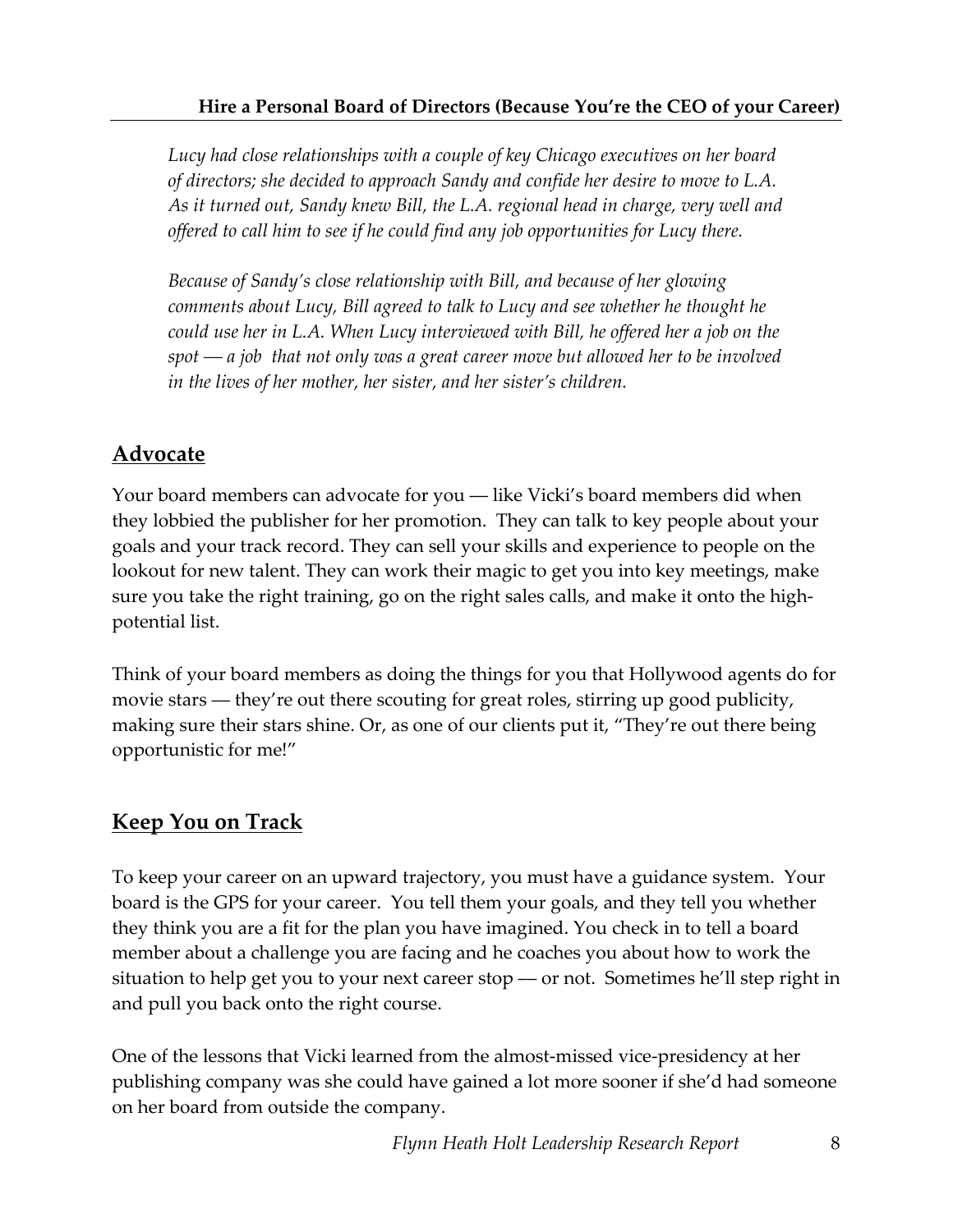*Lucy had close relationships with a couple of key Chicago executives on her board of directors; she decided to approach Sandy and confide her desire to move to L.A. As it turned out, Sandy knew Bill, the L.A. regional head in charge, very well and offered to call him to see if he could find any job opportunities for Lucy there.*

*Because of Sandy's close relationship with Bill, and because of her glowing comments about Lucy, Bill agreed to talk to Lucy and see whether he thought he could use her in L.A. When Lucy interviewed with Bill, he offered her a job on the spot — a job that not only was a great career move but allowed her to be involved in the lives of her mother, her sister, and her sister's children.*

## Advocate

Your board members can advocate for you — like Vicki's board members did when they lobbied the publisher for her promotion. They can talk to key people about your goals and your track record. They can sell your skills and experience to people on the lookout for new talent. They can work their magic to get you into key meetings, make sure you take the right training, go on the right sales calls, and make it onto the high-potential list.

Think of your board members as doing the things for you that Hollywood agents do for movie stars — they're out there scouting for great roles, stirring up good publicity, making sure their stars shine. Or, as one of our clients put it, "They're out there being opportunistic for me!"

## Keep You on Track

To keep your career on an upward trajectory, you must have a guidance system. Your board is the GPS for your career. You tell them your goals, and they tell you whether they think you are a fit for the plan you have imagined. You check in to tell a board member about a challenge you are facing and he coaches you about how to work the situation to help get you to your next career stop — or not. Sometimes he'll step right in and pull you back onto the right course.

One of the lessons that Vicki learned from the almost-missed vice-presidency at her publishing company was she could have gained a lot more sooner if she'd had someone on her board from outside the company.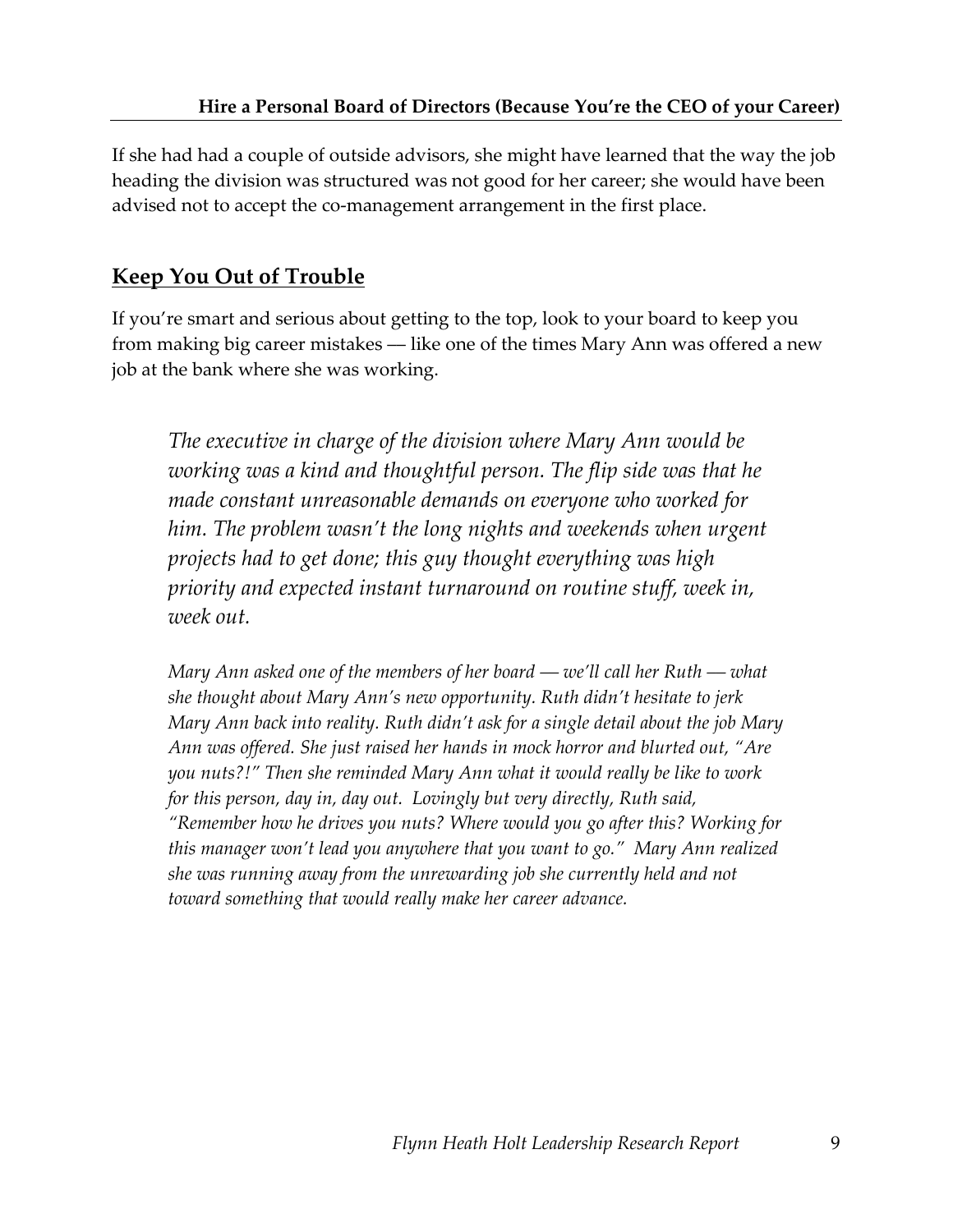If she had had a couple of outside advisors, she might have learned that the way the job heading the division was structured was not good for her career; she would have been advised not to accept the co-management arrangement in the first place.

## **Keep You Out of Trouble**

If you're smart and serious about getting to the top, look to your board to keep you from making big career mistakes — like one of the times Mary Ann was offered a new job at the bank where she was working.

> *The executive in charge of the division where Mary Ann would be working was a kind and thoughtful person. The flip side was that he made constant unreasonable demands on everyone who worked for him. The problem wasn't the long nights and weekends when urgent projects had to get done; this guy thought everything was high priority and expected instant turnaround on routine stuff, week in, week out.*
>
> *Mary Ann asked one of the members of her board — we'll call her Ruth — what she thought about Mary Ann's new opportunity. Ruth didn't hesitate to jerk Mary Ann back into reality. Ruth didn't ask for a single detail about the job Mary Ann was offered. She just raised her hands in mock horror and blurted out, "Are you nuts?!" Then she reminded Mary Ann what it would really be like to work for this person, day in, day out. Lovingly but very directly, Ruth said, "Remember how he drives you nuts? Where would you go after this? Working for this manager won't lead you anywhere that you want to go." Mary Ann realized she was running away from the unrewarding job she currently held and not toward something that would really make her career advance.*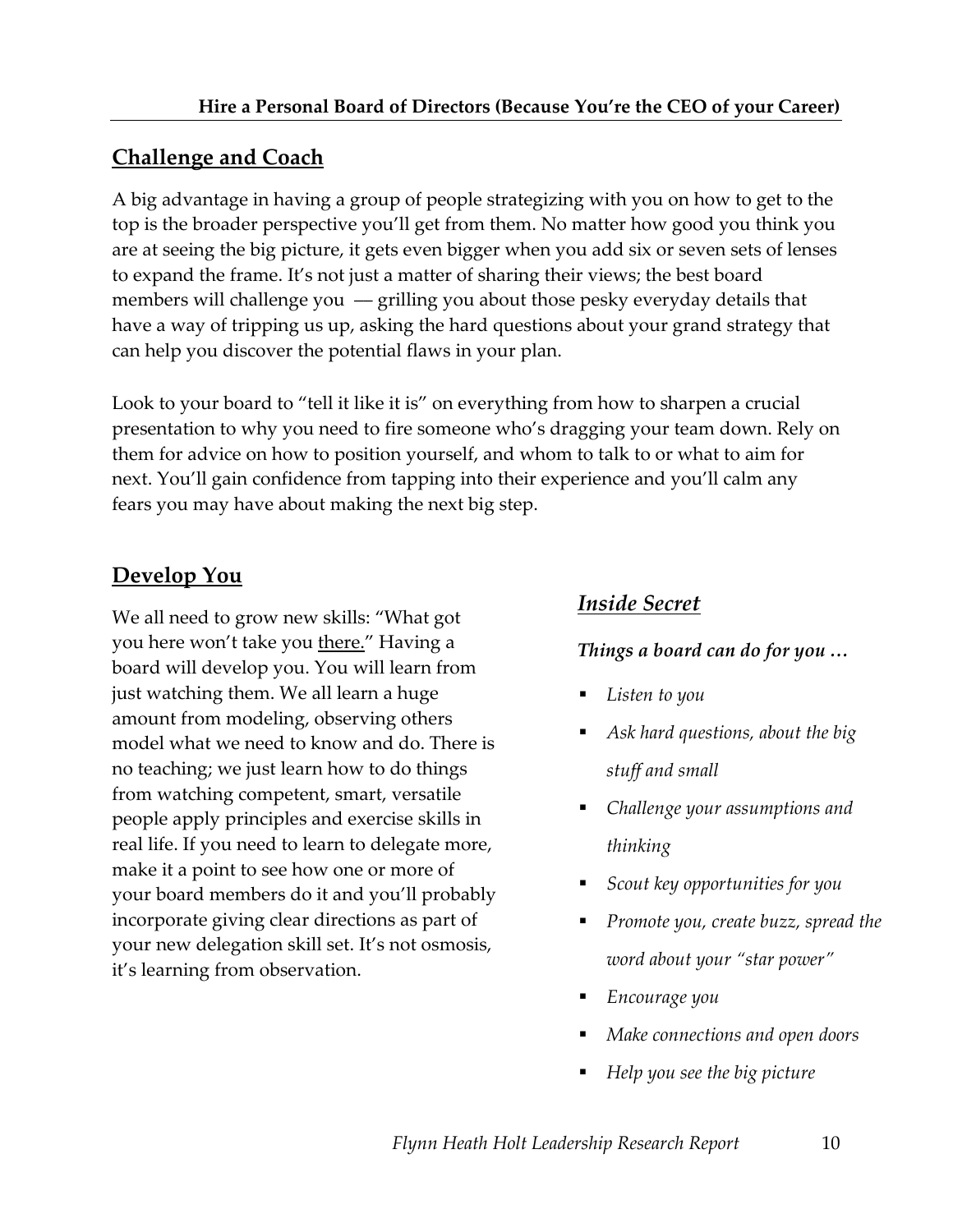## Challenge and Coach

A big advantage in having a group of people strategizing with you on how to get to the top is the broader perspective you'll get from them. No matter how good you think you are at seeing the big picture, it gets even bigger when you add six or seven sets of lenses to expand the frame. It's not just a matter of sharing their views; the best board members will challenge you — grilling you about those pesky everyday details that have a way of tripping us up, asking the hard questions about your grand strategy that can help you discover the potential flaws in your plan.

Look to your board to "tell it like it is" on everything from how to sharpen a crucial presentation to why you need to fire someone who's dragging your team down. Rely on them for advice on how to position yourself, and whom to talk to or what to aim for next. You'll gain confidence from tapping into their experience and you'll calm any fears you may have about making the next big step.

## Develop You

We all need to grow new skills: "What got you here won't take you there." Having a board will develop you. You will learn from just watching them. We all learn a huge amount from modeling, observing others model what we need to know and do. There is no teaching; we just learn how to do things from watching competent, smart, versatile people apply principles and exercise skills in real life. If you need to learn to delegate more, make it a point to see how one or more of your board members do it and you'll probably incorporate giving clear directions as part of your new delegation skill set. It's not osmosis, it's learning from observation.

### *Inside Secret*

***Things a board can do for you …***

- *Listen to you*
- *Ask hard questions, about the big stuff and small*
- *Challenge your assumptions and thinking*
- *Scout key opportunities for you*
- *Promote you, create buzz, spread the word about your "star power"*
- *Encourage you*
- *Make connections and open doors*
- *Help you see the big picture*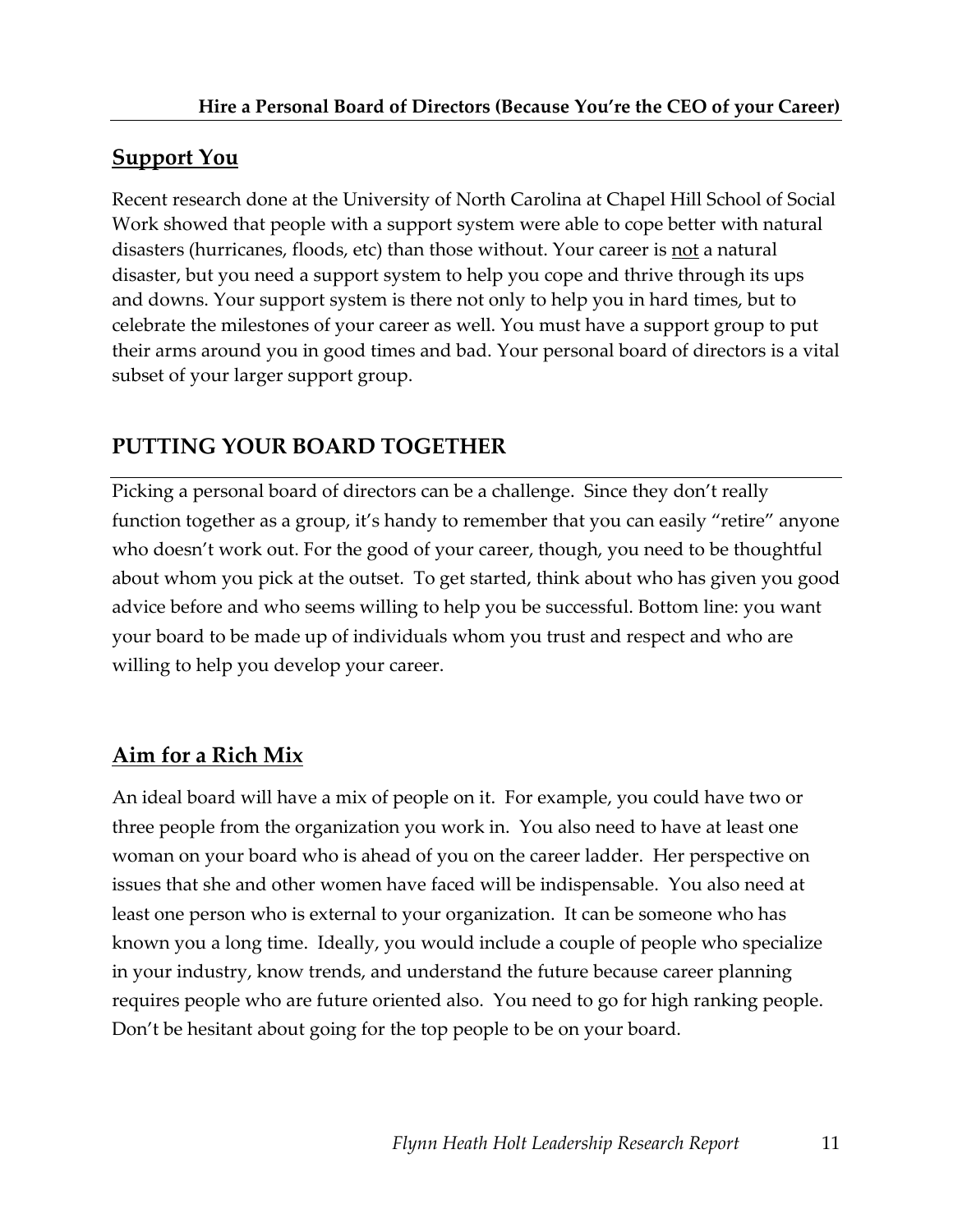## <u>Support You</u>

Recent research done at the University of North Carolina at Chapel Hill School of Social Work showed that people with a support system were able to cope better with natural disasters (hurricanes, floods, etc) than those without. Your career is <u>not</u> a natural disaster, but you need a support system to help you cope and thrive through its ups and downs. Your support system is there not only to help you in hard times, but to celebrate the milestones of your career as well. You must have a support group to put their arms around you in good times and bad. Your personal board of directors is a vital subset of your larger support group.

# PUTTING YOUR BOARD TOGETHER

Picking a personal board of directors can be a challenge. Since they don't really function together as a group, it's handy to remember that you can easily "retire" anyone who doesn't work out. For the good of your career, though, you need to be thoughtful about whom you pick at the outset. To get started, think about who has given you good advice before and who seems willing to help you be successful. Bottom line: you want your board to be made up of individuals whom you trust and respect and who are willing to help you develop your career.

## <u>Aim for a Rich Mix</u>

An ideal board will have a mix of people on it. For example, you could have two or three people from the organization you work in. You also need to have at least one woman on your board who is ahead of you on the career ladder. Her perspective on issues that she and other women have faced will be indispensable. You also need at least one person who is external to your organization. It can be someone who has known you a long time. Ideally, you would include a couple of people who specialize in your industry, know trends, and understand the future because career planning requires people who are future oriented also. You need to go for high ranking people. Don't be hesitant about going for the top people to be on your board.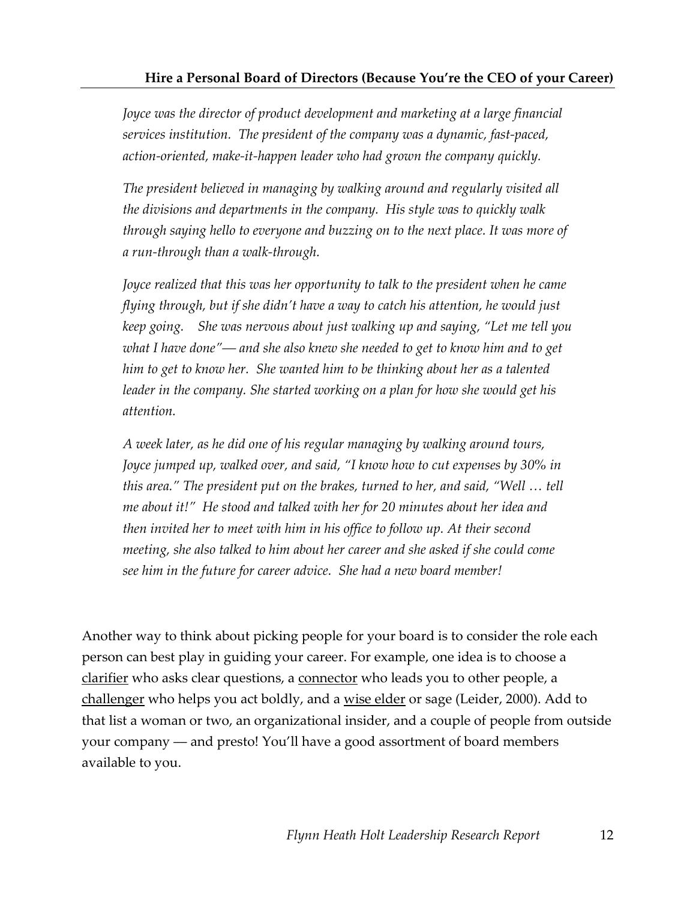*Joyce was the director of product development and marketing at a large financial services institution. The president of the company was a dynamic, fast-paced, action-oriented, make-it-happen leader who had grown the company quickly.*

*The president believed in managing by walking around and regularly visited all the divisions and departments in the company. His style was to quickly walk through saying hello to everyone and buzzing on to the next place. It was more of a run-through than a walk-through.*

*Joyce realized that this was her opportunity to talk to the president when he came flying through, but if she didn't have a way to catch his attention, he would just keep going. She was nervous about just walking up and saying, "Let me tell you what I have done"— and she also knew she needed to get to know him and to get him to get to know her. She wanted him to be thinking about her as a talented leader in the company. She started working on a plan for how she would get his attention.*

*A week later, as he did one of his regular managing by walking around tours, Joyce jumped up, walked over, and said, "I know how to cut expenses by 30% in this area." The president put on the brakes, turned to her, and said, "Well … tell me about it!" He stood and talked with her for 20 minutes about her idea and then invited her to meet with him in his office to follow up. At their second meeting, she also talked to him about her career and she asked if she could come see him in the future for career advice. She had a new board member!*

Another way to think about picking people for your board is to consider the role each person can best play in guiding your career. For example, one idea is to choose a <u>clarifier</u> who asks clear questions, a <u>connector</u> who leads you to other people, a <u>challenger</u> who helps you act boldly, and a <u>wise elder</u> or sage (Leider, 2000). Add to that list a woman or two, an organizational insider, and a couple of people from outside your company — and presto! You'll have a good assortment of board members available to you.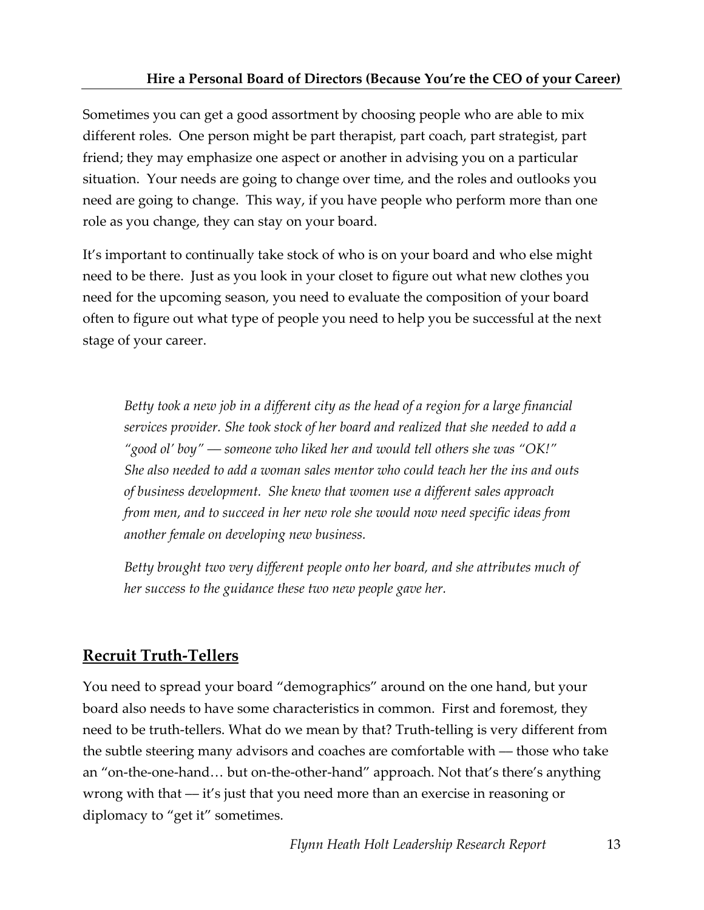Sometimes you can get a good assortment by choosing people who are able to mix different roles. One person might be part therapist, part coach, part strategist, part friend; they may emphasize one aspect or another in advising you on a particular situation. Your needs are going to change over time, and the roles and outlooks you need are going to change. This way, if you have people who perform more than one role as you change, they can stay on your board.

It's important to continually take stock of who is on your board and who else might need to be there. Just as you look in your closet to figure out what new clothes you need for the upcoming season, you need to evaluate the composition of your board often to figure out what type of people you need to help you be successful at the next stage of your career.

> *Betty took a new job in a different city as the head of a region for a large financial services provider. She took stock of her board and realized that she needed to add a "good ol' boy" — someone who liked her and would tell others she was "OK!" She also needed to add a woman sales mentor who could teach her the ins and outs of business development. She knew that women use a different sales approach from men, and to succeed in her new role she would now need specific ideas from another female on developing new business.*
>
> *Betty brought two very different people onto her board, and she attributes much of her success to the guidance these two new people gave her.*

## Recruit Truth-Tellers

You need to spread your board "demographics" around on the one hand, but your board also needs to have some characteristics in common. First and foremost, they need to be truth-tellers. What do we mean by that? Truth-telling is very different from the subtle steering many advisors and coaches are comfortable with — those who take an "on-the-one-hand… but on-the-other-hand" approach. Not that's there's anything wrong with that — it's just that you need more than an exercise in reasoning or diplomacy to "get it" sometimes.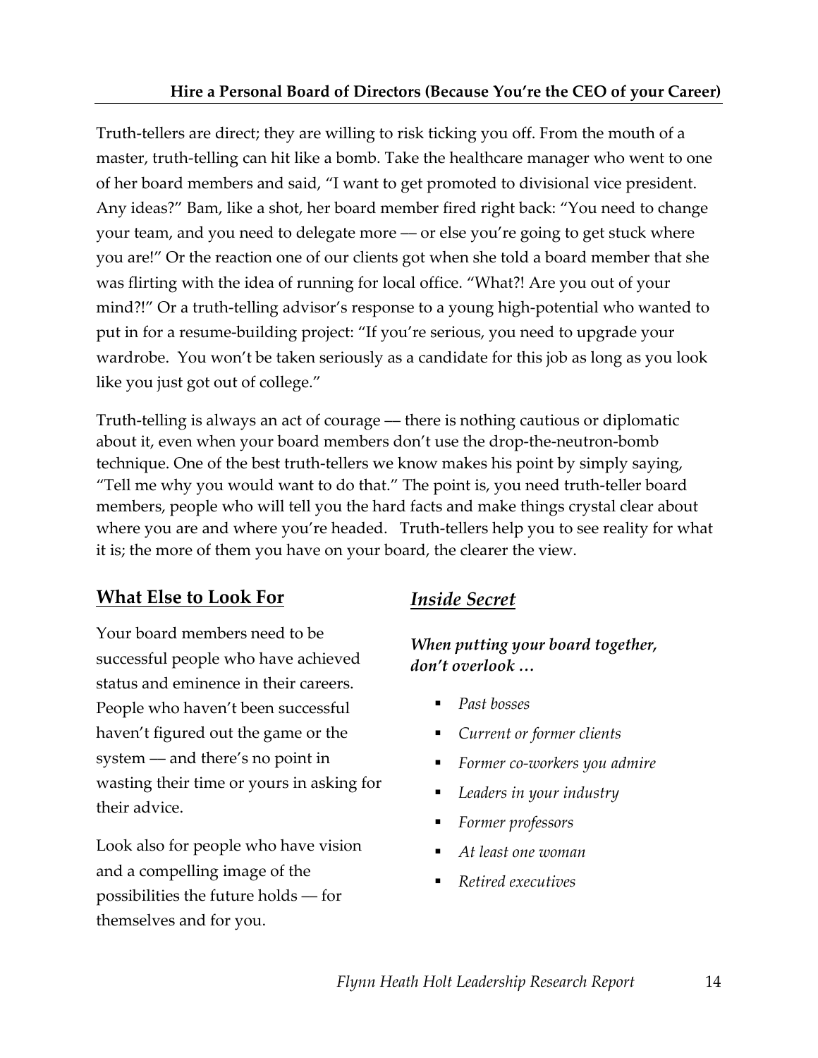Truth-tellers are direct; they are willing to risk ticking you off. From the mouth of a master, truth-telling can hit like a bomb. Take the healthcare manager who went to one of her board members and said, "I want to get promoted to divisional vice president. Any ideas?" Bam, like a shot, her board member fired right back: "You need to change your team, and you need to delegate more — or else you're going to get stuck where you are!" Or the reaction one of our clients got when she told a board member that she was flirting with the idea of running for local office. "What?! Are you out of your mind?!" Or a truth-telling advisor's response to a young high-potential who wanted to put in for a resume-building project: "If you're serious, you need to upgrade your wardrobe. You won't be taken seriously as a candidate for this job as long as you look like you just got out of college."

Truth-telling is always an act of courage — there is nothing cautious or diplomatic about it, even when your board members don't use the drop-the-neutron-bomb technique. One of the best truth-tellers we know makes his point by simply saying, "Tell me why you would want to do that." The point is, you need truth-teller board members, people who will tell you the hard facts and make things crystal clear about where you are and where you're headed. Truth-tellers help you to see reality for what it is; the more of them you have on your board, the clearer the view.

## What Else to Look For

Your board members need to be successful people who have achieved status and eminence in their careers. People who haven't been successful haven't figured out the game or the system — and there's no point in wasting their time or yours in asking for their advice.

Look also for people who have vision and a compelling image of the possibilities the future holds — for themselves and for you.

## *Inside Secret*

***When putting your board together, don't overlook …***

- *Past bosses*
- *Current or former clients*
- *Former co-workers you admire*
- *Leaders in your industry*
- *Former professors*
- *At least one woman*
- *Retired executives*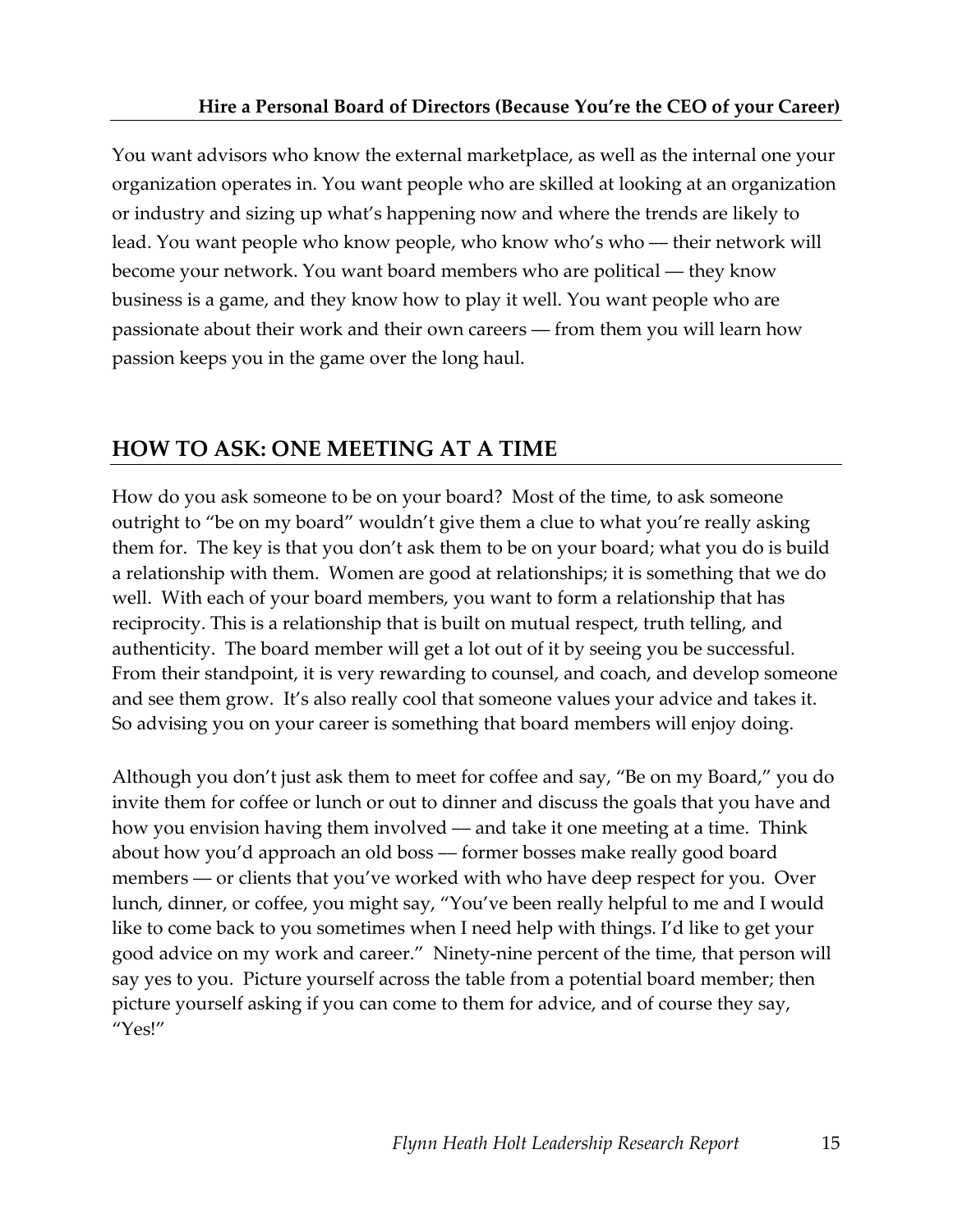You want advisors who know the external marketplace, as well as the internal one your organization operates in. You want people who are skilled at looking at an organization or industry and sizing up what's happening now and where the trends are likely to lead. You want people who know people, who know who's who — their network will become your network. You want board members who are political — they know business is a game, and they know how to play it well. You want people who are passionate about their work and their own careers — from them you will learn how passion keeps you in the game over the long haul.

## HOW TO ASK: ONE MEETING AT A TIME

How do you ask someone to be on your board? Most of the time, to ask someone outright to "be on my board" wouldn't give them a clue to what you're really asking them for. The key is that you don't ask them to be on your board; what you do is build a relationship with them. Women are good at relationships; it is something that we do well. With each of your board members, you want to form a relationship that has reciprocity. This is a relationship that is built on mutual respect, truth telling, and authenticity. The board member will get a lot out of it by seeing you be successful. From their standpoint, it is very rewarding to counsel, and coach, and develop someone and see them grow. It's also really cool that someone values your advice and takes it. So advising you on your career is something that board members will enjoy doing.

Although you don't just ask them to meet for coffee and say, "Be on my Board," you do invite them for coffee or lunch or out to dinner and discuss the goals that you have and how you envision having them involved — and take it one meeting at a time. Think about how you'd approach an old boss — former bosses make really good board members — or clients that you've worked with who have deep respect for you. Over lunch, dinner, or coffee, you might say, "You've been really helpful to me and I would like to come back to you sometimes when I need help with things. I'd like to get your good advice on my work and career." Ninety-nine percent of the time, that person will say yes to you. Picture yourself across the table from a potential board member; then picture yourself asking if you can come to them for advice, and of course they say, "Yes!"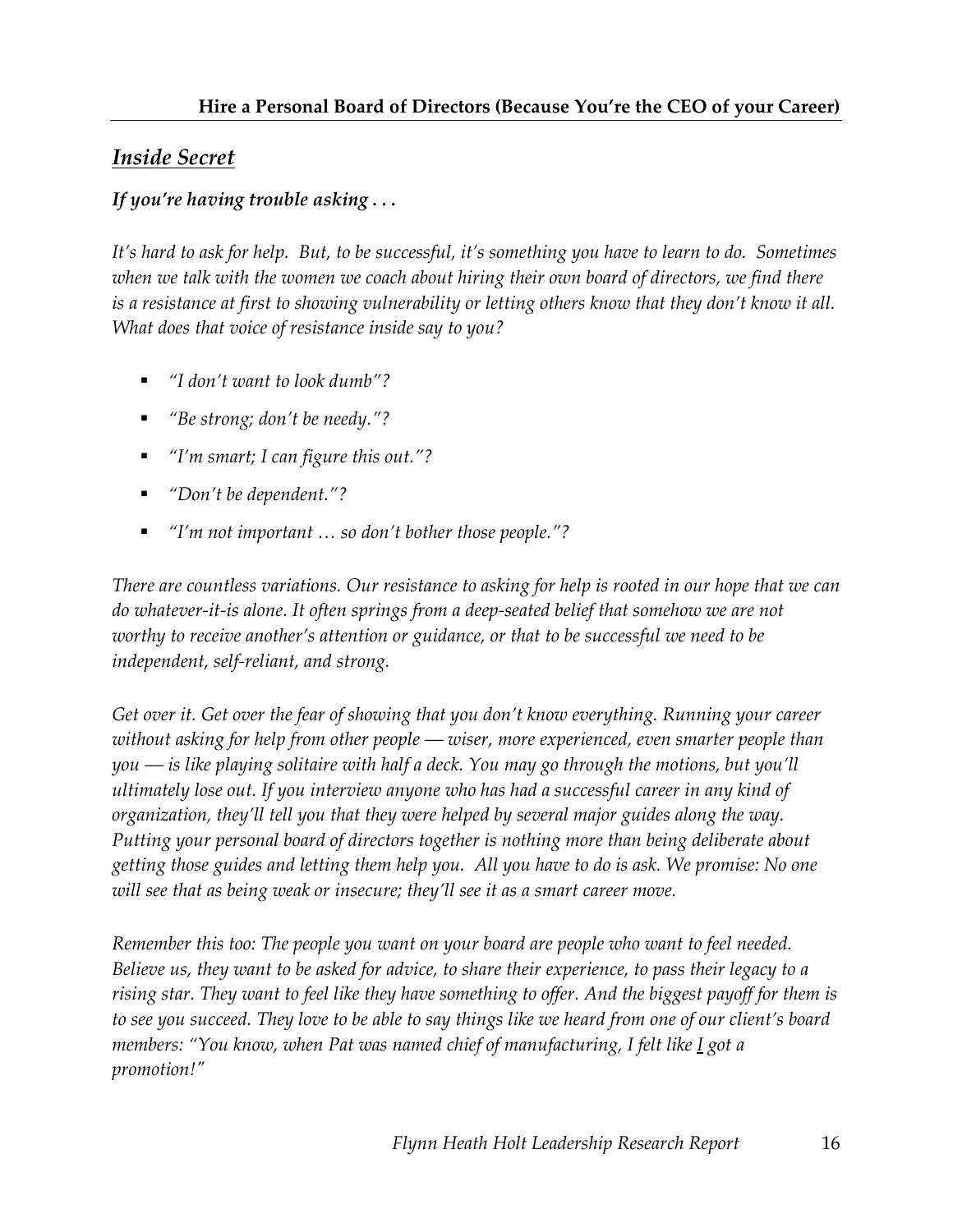## *Inside Secret*

***If you're having trouble asking . . .***

*It's hard to ask for help. But, to be successful, it's something you have to learn to do. Sometimes when we talk with the women we coach about hiring their own board of directors, we find there is a resistance at first to showing vulnerability or letting others know that they don't know it all. What does that voice of resistance inside say to you?*

- *"I don't want to look dumb"?*
- *"Be strong; don't be needy."?*
- *"I'm smart; I can figure this out."?*
- *"Don't be dependent."?*
- *"I'm not important … so don't bother those people."?*

*There are countless variations. Our resistance to asking for help is rooted in our hope that we can do whatever-it-is alone. It often springs from a deep-seated belief that somehow we are not worthy to receive another's attention or guidance, or that to be successful we need to be independent, self-reliant, and strong.*

*Get over it. Get over the fear of showing that you don't know everything. Running your career without asking for help from other people — wiser, more experienced, even smarter people than you — is like playing solitaire with half a deck. You may go through the motions, but you'll ultimately lose out. If you interview anyone who has had a successful career in any kind of organization, they'll tell you that they were helped by several major guides along the way. Putting your personal board of directors together is nothing more than being deliberate about getting those guides and letting them help you. All you have to do is ask. We promise: No one will see that as being weak or insecure; they'll see it as a smart career move.*

*Remember this too: The people you want on your board are people who want to feel needed. Believe us, they want to be asked for advice, to share their experience, to pass their legacy to a rising star. They want to feel like they have something to offer. And the biggest payoff for them is to see you succeed. They love to be able to say things like we heard from one of our client's board members: "You know, when Pat was named chief of manufacturing, I felt like <u>I</u> got a promotion!"*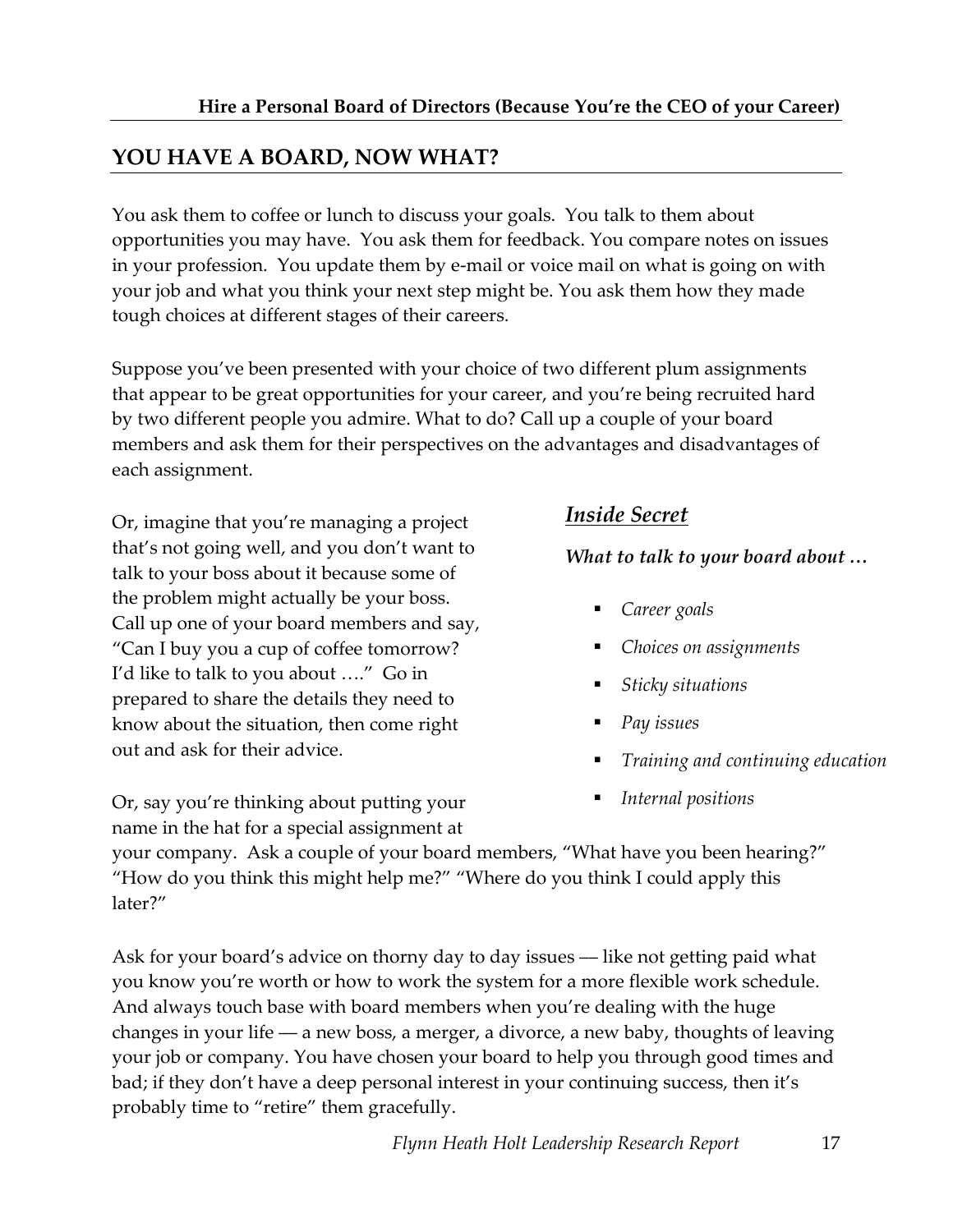## YOU HAVE A BOARD, NOW WHAT?

You ask them to coffee or lunch to discuss your goals. You talk to them about opportunities you may have. You ask them for feedback. You compare notes on issues in your profession. You update them by e-mail or voice mail on what is going on with your job and what you think your next step might be. You ask them how they made tough choices at different stages of their careers.

Suppose you've been presented with your choice of two different plum assignments that appear to be great opportunities for your career, and you're being recruited hard by two different people you admire. What to do? Call up a couple of your board members and ask them for their perspectives on the advantages and disadvantages of each assignment.

Or, imagine that you're managing a project that's not going well, and you don't want to talk to your boss about it because some of the problem might actually be your boss. Call up one of your board members and say, "Can I buy you a cup of coffee tomorrow? I'd like to talk to you about …." Go in prepared to share the details they need to know about the situation, then come right out and ask for their advice.

### *Inside Secret*

***What to talk to your board about …***

- *Career goals*
- *Choices on assignments*
- *Sticky situations*
- *Pay issues*
- *Training and continuing education*
- *Internal positions*

Or, say you're thinking about putting your name in the hat for a special assignment at your company. Ask a couple of your board members, "What have you been hearing?" "How do you think this might help me?" "Where do you think I could apply this later?"

Ask for your board's advice on thorny day to day issues — like not getting paid what you know you're worth or how to work the system for a more flexible work schedule. And always touch base with board members when you're dealing with the huge changes in your life — a new boss, a merger, a divorce, a new baby, thoughts of leaving your job or company. You have chosen your board to help you through good times and bad; if they don't have a deep personal interest in your continuing success, then it's probably time to "retire" them gracefully.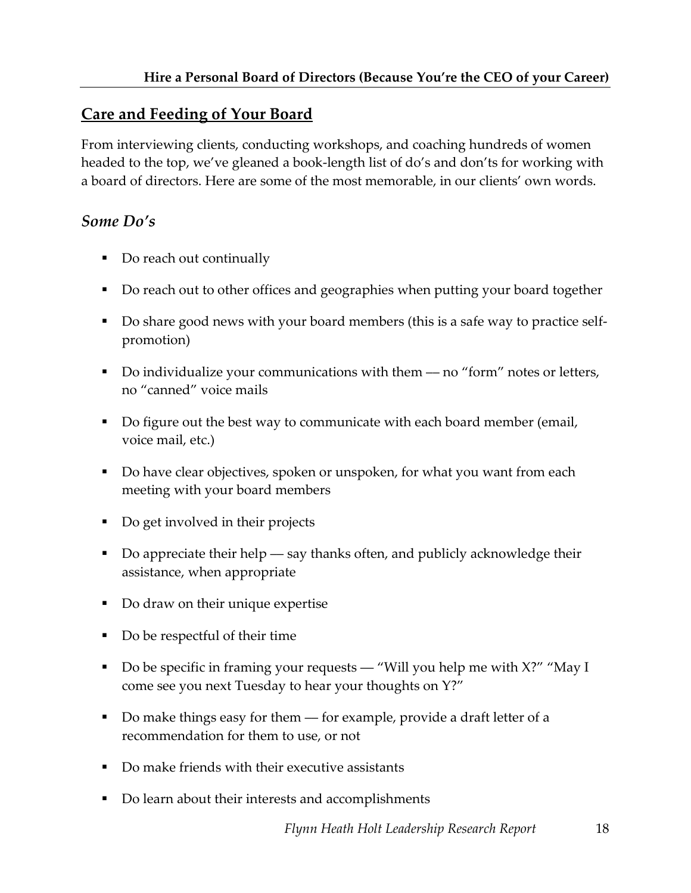## Care and Feeding of Your Board

From interviewing clients, conducting workshops, and coaching hundreds of women headed to the top, we've gleaned a book-length list of do's and don'ts for working with a board of directors. Here are some of the most memorable, in our clients' own words.

### *Some Do's*

- Do reach out continually
- Do reach out to other offices and geographies when putting your board together
- Do share good news with your board members (this is a safe way to practice self-promotion)
- Do individualize your communications with them — no "form" notes or letters, no "canned" voice mails
- Do figure out the best way to communicate with each board member (email, voice mail, etc.)
- Do have clear objectives, spoken or unspoken, for what you want from each meeting with your board members
- Do get involved in their projects
- Do appreciate their help — say thanks often, and publicly acknowledge their assistance, when appropriate
- Do draw on their unique expertise
- Do be respectful of their time
- Do be specific in framing your requests — "Will you help me with X?" "May I come see you next Tuesday to hear your thoughts on Y?"
- Do make things easy for them — for example, provide a draft letter of a recommendation for them to use, or not
- Do make friends with their executive assistants
- Do learn about their interests and accomplishments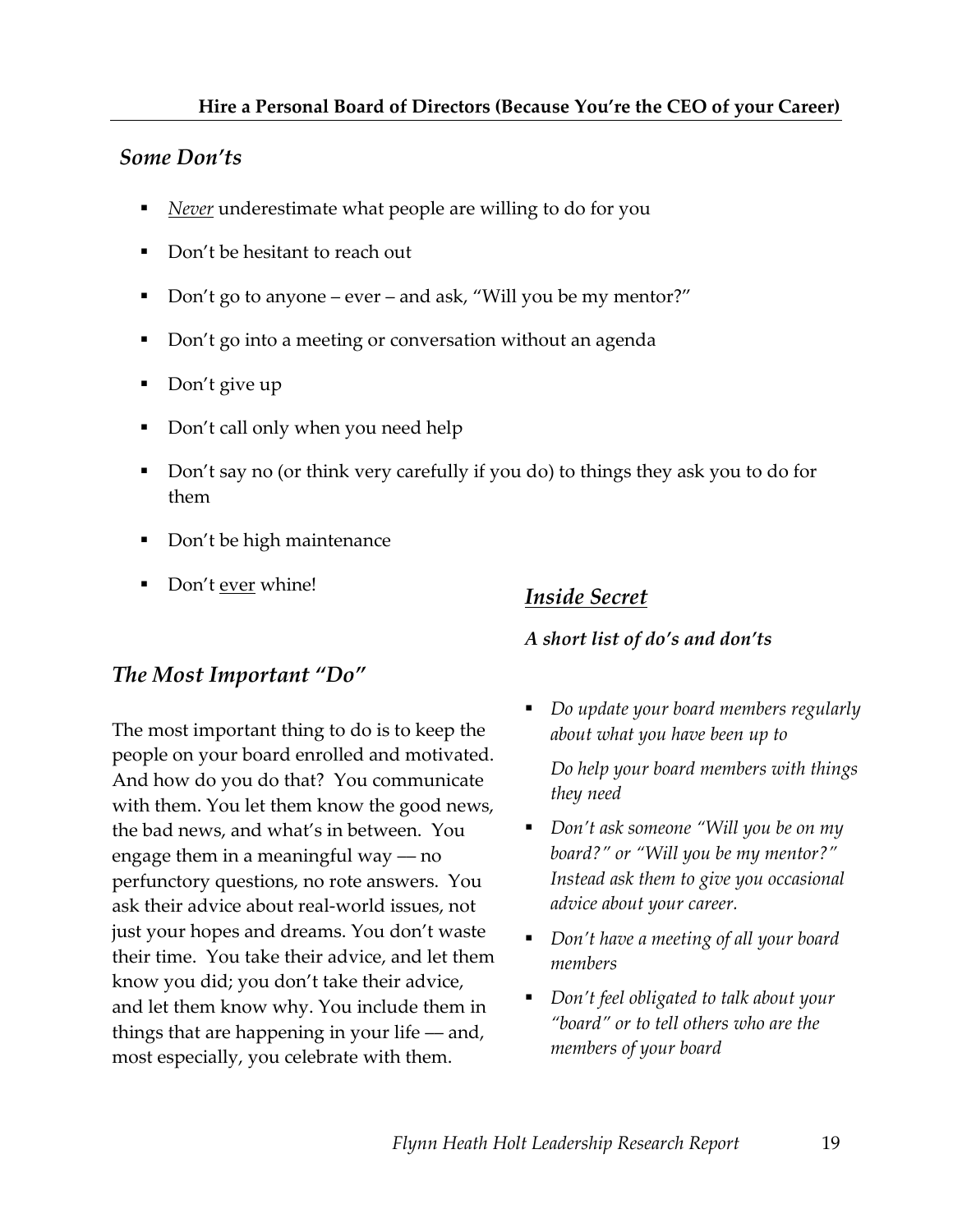## *Some Don'ts*

- *Never* underestimate what people are willing to do for you
- Don't be hesitant to reach out
- Don't go to anyone – ever – and ask, "Will you be my mentor?"
- Don't go into a meeting or conversation without an agenda
- Don't give up
- Don't call only when you need help
- Don't say no (or think very carefully if you do) to things they ask you to do for them
- Don't be high maintenance
- Don't ever whine!

## *The Most Important "Do"*

The most important thing to do is to keep the people on your board enrolled and motivated. And how do you do that? You communicate with them. You let them know the good news, the bad news, and what's in between. You engage them in a meaningful way — no perfunctory questions, no rote answers. You ask their advice about real-world issues, not just your hopes and dreams. You don't waste their time. You take their advice, and let them know you did; you don't take their advice, and let them know why. You include them in things that are happening in your life — and, most especially, you celebrate with them.

## ***Inside Secret***

### *A short list of do's and don'ts*

- *Do update your board members regularly about what you have been up to*

  *Do help your board members with things they need*
- *Don't ask someone "Will you be on my board?" or "Will you be my mentor?" Instead ask them to give you occasional advice about your career.*
- *Don't have a meeting of all your board members*
- *Don't feel obligated to talk about your "board" or to tell others who are the members of your board*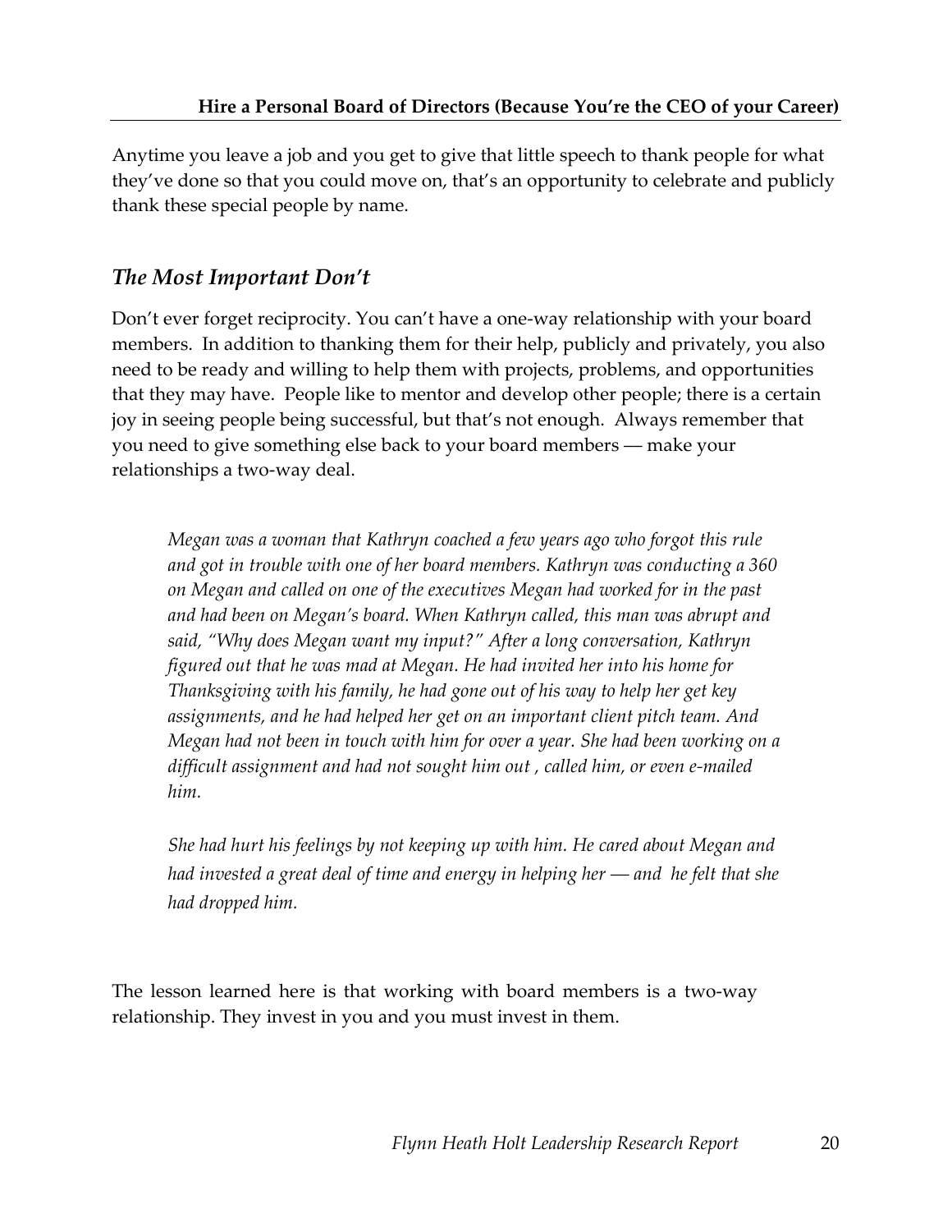Anytime you leave a job and you get to give that little speech to thank people for what they've done so that you could move on, that's an opportunity to celebrate and publicly thank these special people by name.

## *The Most Important Don't*

Don't ever forget reciprocity. You can't have a one-way relationship with your board members. In addition to thanking them for their help, publicly and privately, you also need to be ready and willing to help them with projects, problems, and opportunities that they may have. People like to mentor and develop other people; there is a certain joy in seeing people being successful, but that's not enough. Always remember that you need to give something else back to your board members — make your relationships a two-way deal.

> *Megan was a woman that Kathryn coached a few years ago who forgot this rule and got in trouble with one of her board members. Kathryn was conducting a 360 on Megan and called on one of the executives Megan had worked for in the past and had been on Megan's board. When Kathryn called, this man was abrupt and said, "Why does Megan want my input?" After a long conversation, Kathryn figured out that he was mad at Megan. He had invited her into his home for Thanksgiving with his family, he had gone out of his way to help her get key assignments, and he had helped her get on an important client pitch team. And Megan had not been in touch with him for over a year. She had been working on a difficult assignment and had not sought him out , called him, or even e-mailed him.*
>
> *She had hurt his feelings by not keeping up with him. He cared about Megan and had invested a great deal of time and energy in helping her — and he felt that she had dropped him.*

The lesson learned here is that working with board members is a two-way relationship. They invest in you and you must invest in them.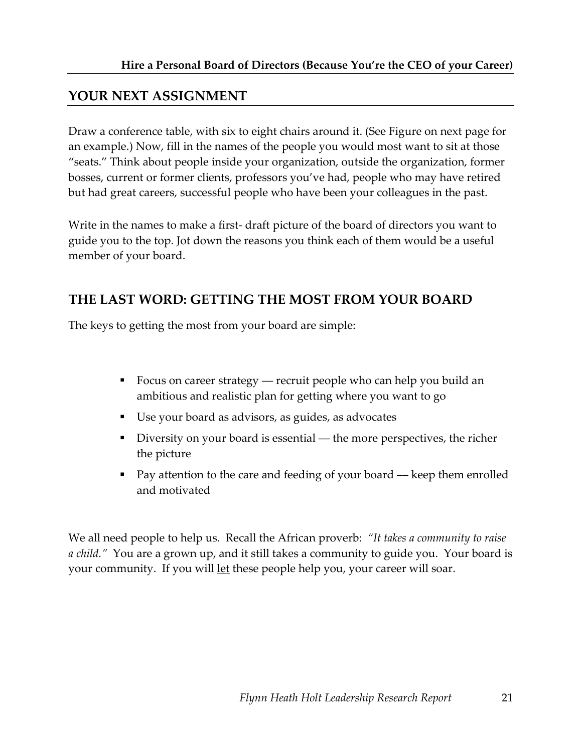## YOUR NEXT ASSIGNMENT

Draw a conference table, with six to eight chairs around it. (See Figure on next page for an example.) Now, fill in the names of the people you would most want to sit at those "seats." Think about people inside your organization, outside the organization, former bosses, current or former clients, professors you've had, people who may have retired but had great careers, successful people who have been your colleagues in the past.

Write in the names to make a first- draft picture of the board of directors you want to guide you to the top. Jot down the reasons you think each of them would be a useful member of your board.

## THE LAST WORD: GETTING THE MOST FROM YOUR BOARD

The keys to getting the most from your board are simple:

- Focus on career strategy — recruit people who can help you build an ambitious and realistic plan for getting where you want to go
- Use your board as advisors, as guides, as advocates
- Diversity on your board is essential — the more perspectives, the richer the picture
- Pay attention to the care and feeding of your board — keep them enrolled and motivated

We all need people to help us. Recall the African proverb: *"It takes a community to raise a child."* You are a grown up, and it still takes a community to guide you. Your board is your community. If you will <u>let</u> these people help you, your career will soar.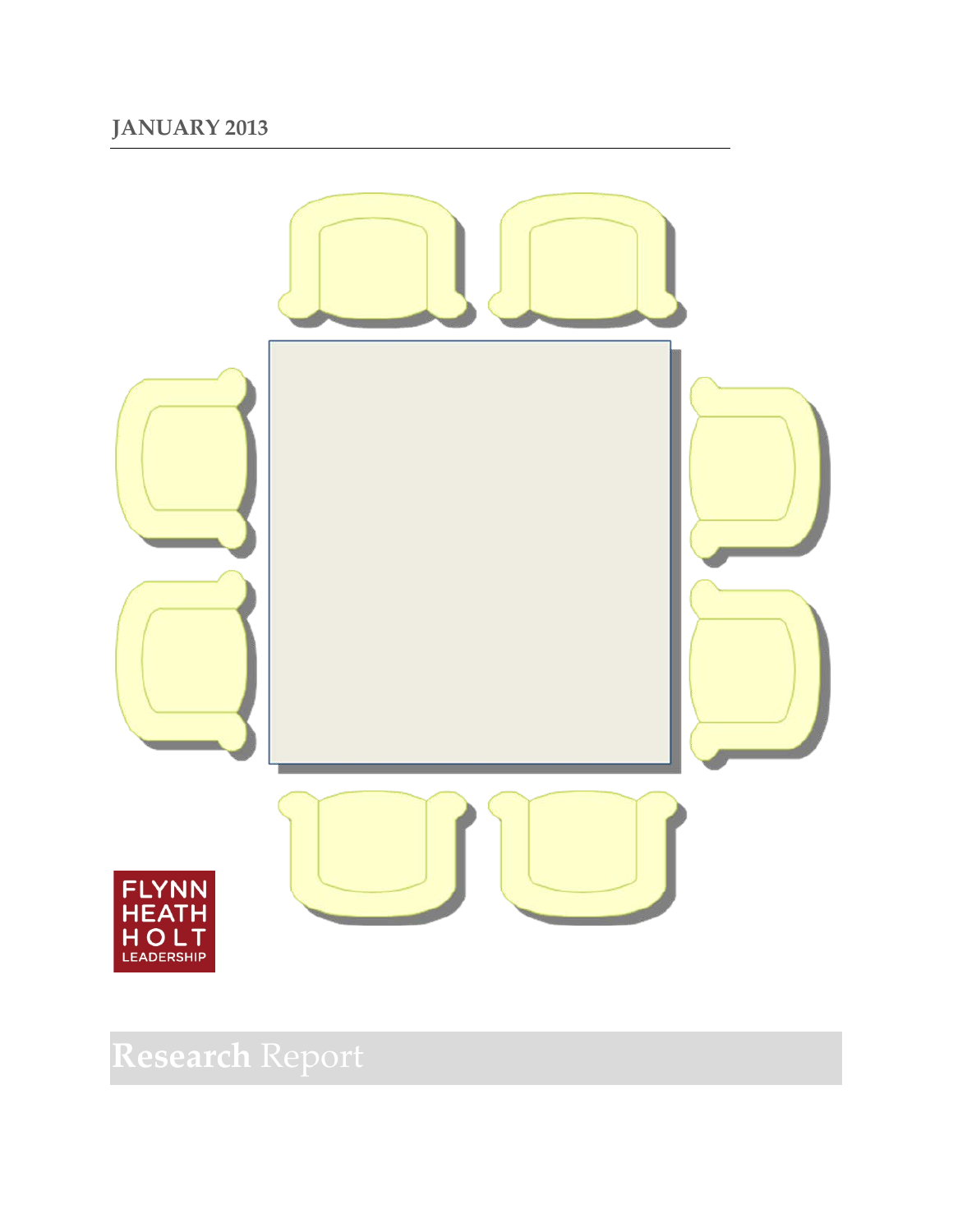JANUARY 2013

FLYNN
HEATH
HOLT
LEADERSHIP

**Research** Report